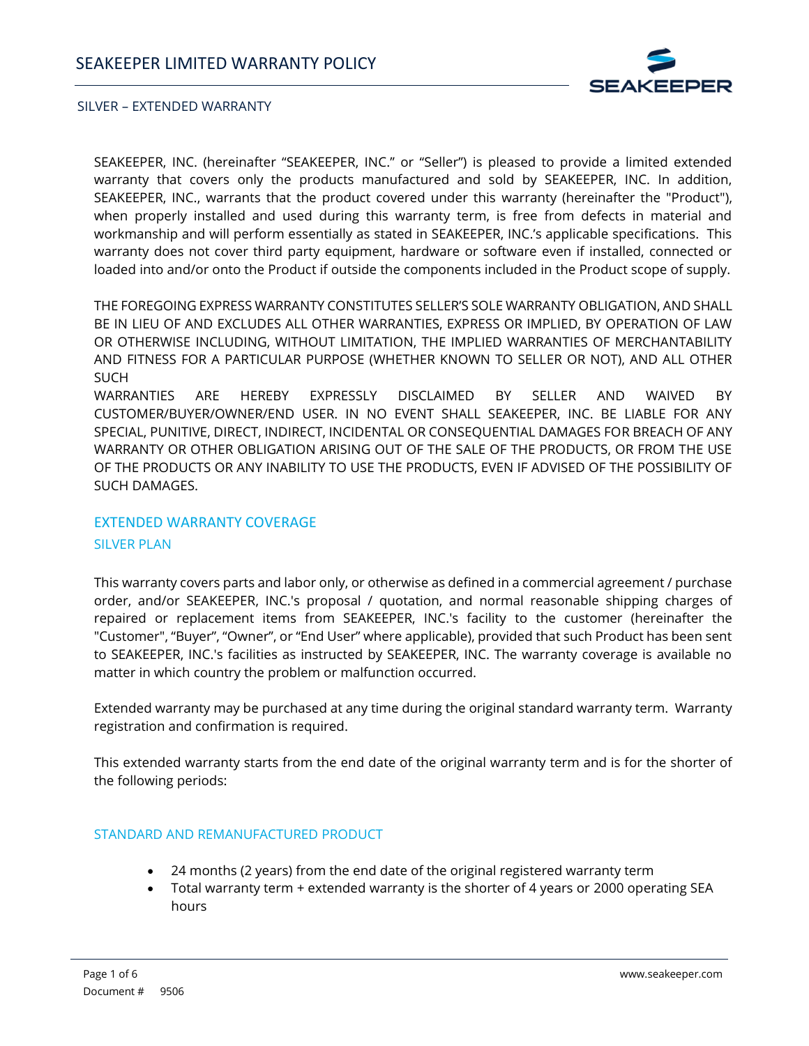# SEAKEEPER LIMITED WARRANTY POLICY

SILVER – EXTENDED WARRANTY

SEAKEEPER, INC. (hereinafter "SEAKEEPER, INC." or "Seller") is pleased to provide a limited extended warranty that covers only the products manufactured and sold by SEAKEEPER, INC. In addition, SEAKEEPER, INC., warrants that the product covered under this warranty (hereinafter the "Product"), when properly installed and used during this warranty term, is free from defects in material and workmanship and will perform essentially as stated in SEAKEEPER, INC.'s applicable specifications. This warranty does not cover third party equipment, hardware or software even if installed, connected or loaded into and/or onto the Product if outside the components included in the Product scope of supply.

THE FOREGOING EXPRESS WARRANTY CONSTITUTES SELLER'S SOLE WARRANTY OBLIGATION, AND SHALL BE IN LIEU OF AND EXCLUDES ALL OTHER WARRANTIES, EXPRESS OR IMPLIED, BY OPERATION OF LAW OR OTHERWISE INCLUDING, WITHOUT LIMITATION, THE IMPLIED WARRANTIES OF MERCHANTABILITY AND FITNESS FOR A PARTICULAR PURPOSE (WHETHER KNOWN TO SELLER OR NOT), AND ALL OTHER SUCH WARRANTIES ARE HEREBY EXPRESSLY DISCLAIMED BY SELLER AND WAIVED BY CUSTOMER/BUYER/OWNER/END USER. IN NO EVENT SHALL SEAKEEPER, INC. BE LIABLE FOR ANY SPECIAL, PUNITIVE, DIRECT, INDIRECT, INCIDENTAL OR CONSEQUENTIAL DAMAGES FOR BREACH OF ANY WARRANTY OR OTHER OBLIGATION ARISING OUT OF THE SALE OF THE PRODUCTS, OR FROM THE USE OF THE PRODUCTS OR ANY INABILITY TO USE THE PRODUCTS, EVEN IF ADVISED OF THE POSSIBILITY OF SUCH DAMAGES.

## EXTENDED WARRANTY COVERAGE

### SILVER PLAN

This warranty covers parts and labor only, or otherwise as defined in a commercial agreement / purchase order, and/or SEAKEEPER, INC.'s proposal / quotation, and normal reasonable shipping charges of repaired or replacement items from SEAKEEPER, INC.'s facility to the customer (hereinafter the "Customer", "Buyer", "Owner", or "End User" where applicable), provided that such Product has been sent to SEAKEEPER, INC.'s facilities as instructed by SEAKEEPER, INC. The warranty coverage is available no matter in which country the problem or malfunction occurred.

Extended warranty may be purchased at any time during the original standard warranty term. Warranty registration and confirmation is required.

This extended warranty starts from the end date of the original warranty term and is for the shorter of the following periods:

### STANDARD AND REMANUFACTURED PRODUCT

- 24 months (2 years) from the end date of the original registered warranty term
- Total warranty term + extended warranty is the shorter of 4 years or 2000 operating SEA hours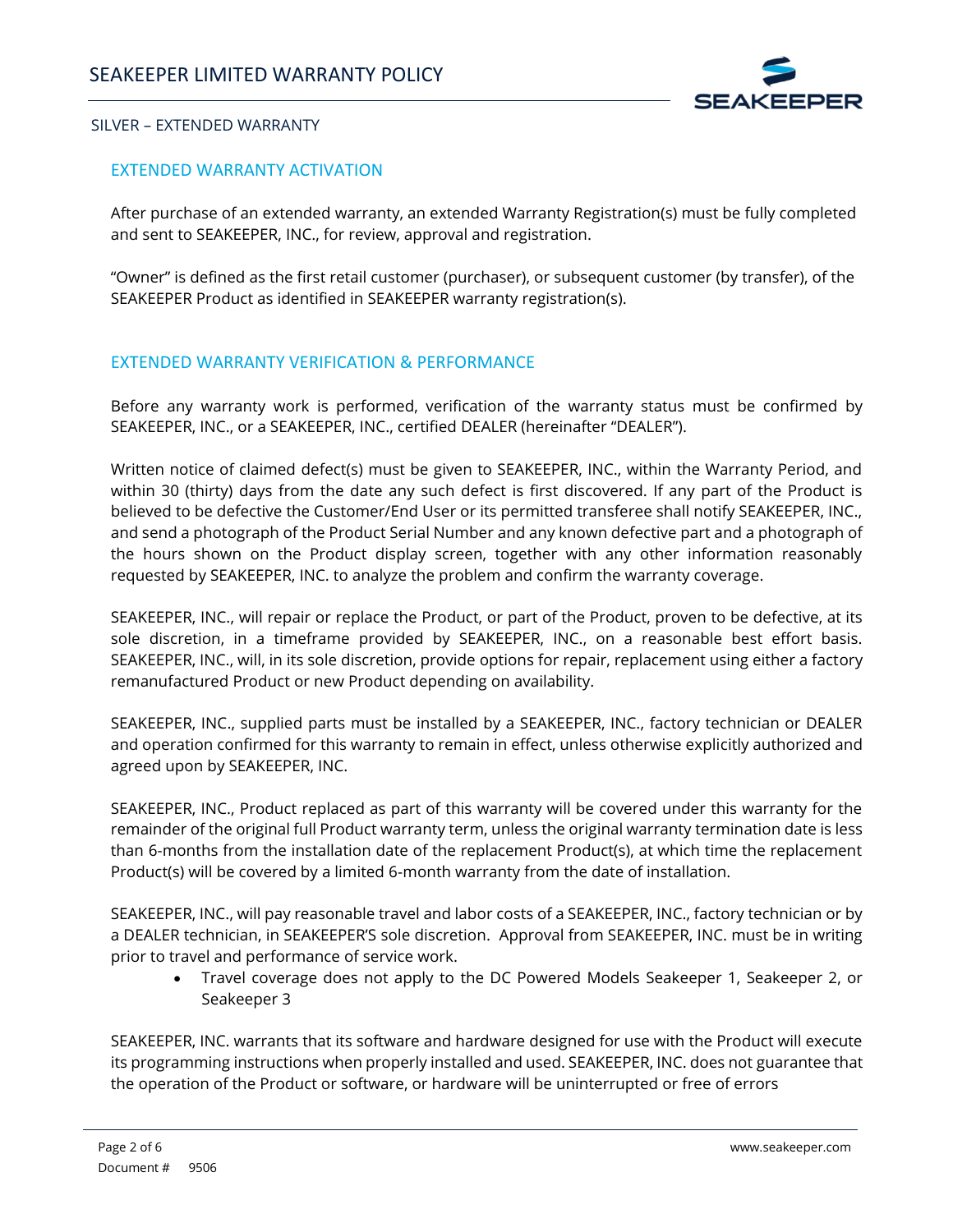## EXTENDED WARRANTY ACTIVATION

After purchase of an extended warranty, an extended Warranty Registration(s) must be fully completed and sent to SEAKEEPER, INC., for review, approval and registration.

"Owner" is defined as the first retail customer (purchaser), or subsequent customer (by transfer), of the SEAKEEPER Product as identified in SEAKEEPER warranty registration(s).

## EXTENDED WARRANTY VERIFICATION & PERFORMANCE

Before any warranty work is performed, verification of the warranty status must be confirmed by SEAKEEPER, INC., or a SEAKEEPER, INC., certified DEALER (hereinafter "DEALER").

Written notice of claimed defect(s) must be given to SEAKEEPER, INC., within the Warranty Period, and within 30 (thirty) days from the date any such defect is first discovered. If any part of the Product is believed to be defective the Customer/End User or its permitted transferee shall notify SEAKEEPER, INC., and send a photograph of the Product Serial Number and any known defective part and a photograph of the hours shown on the Product display screen, together with any other information reasonably requested by SEAKEEPER, INC. to analyze the problem and confirm the warranty coverage.

SEAKEEPER, INC., will repair or replace the Product, or part of the Product, proven to be defective, at its sole discretion, in a timeframe provided by SEAKEEPER, INC., on a reasonable best effort basis. SEAKEEPER, INC., will, in its sole discretion, provide options for repair, replacement using either a factory remanufactured Product or new Product depending on availability.

SEAKEEPER, INC., supplied parts must be installed by a SEAKEEPER, INC., factory technician or DEALER and operation confirmed for this warranty to remain in effect, unless otherwise explicitly authorized and agreed upon by SEAKEEPER, INC.

SEAKEEPER, INC., Product replaced as part of this warranty will be covered under this warranty for the remainder of the original full Product warranty term, unless the original warranty termination date is less than 6-months from the installation date of the replacement Product(s), at which time the replacement Product(s) will be covered by a limited 6-month warranty from the date of installation.

SEAKEEPER, INC., will pay reasonable travel and labor costs of a SEAKEEPER, INC., factory technician or by a DEALER technician, in SEAKEEPER'S sole discretion. Approval from SEAKEEPER, INC. must be in writing prior to travel and performance of service work.

- Travel coverage does not apply to the DC Powered Models Seakeeper 1, Seakeeper 2, or Seakeeper 3

SEAKEEPER, INC. warrants that its software and hardware designed for use with the Product will execute its programming instructions when properly installed and used. SEAKEEPER, INC. does not guarantee that the operation of the Product or software, or hardware will be uninterrupted or free of errors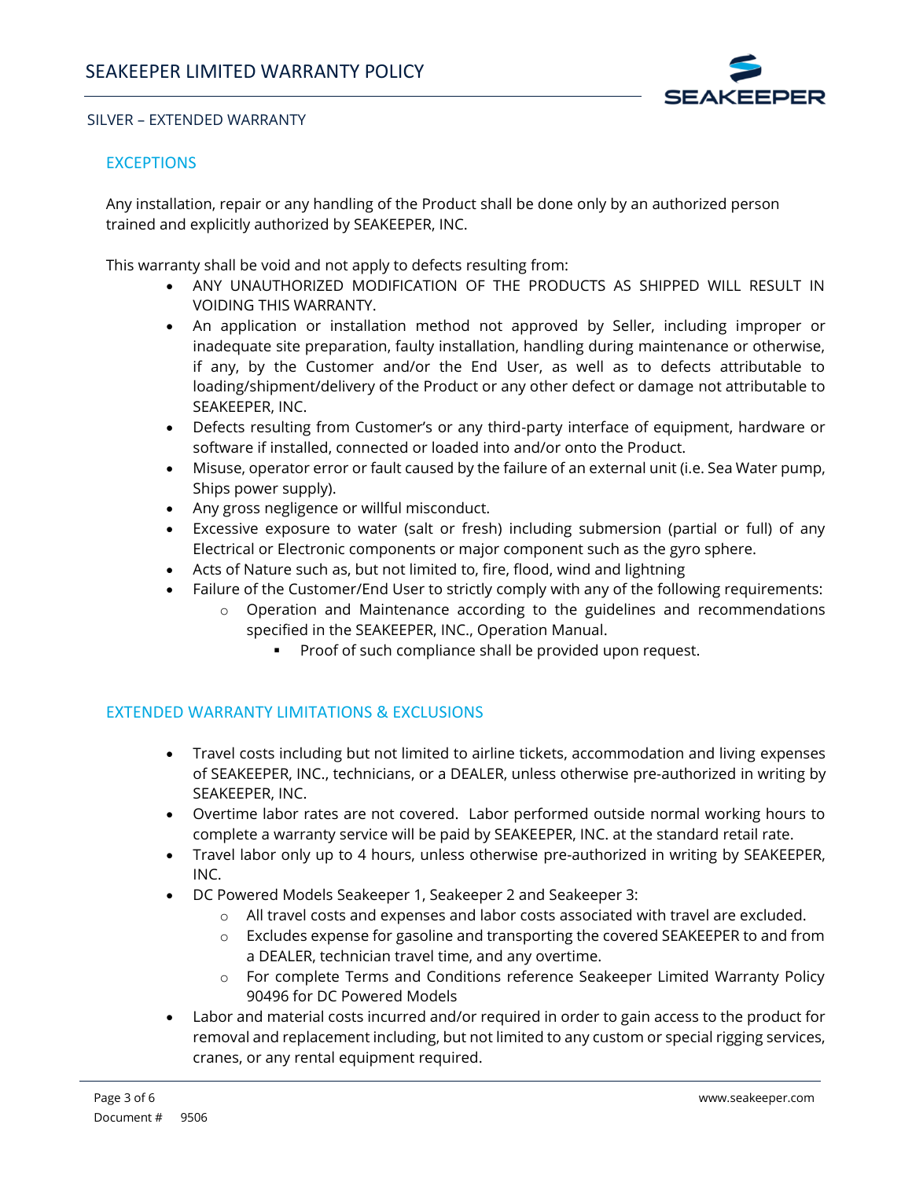## EXCEPTIONS

Any installation, repair or any handling of the Product shall be done only by an authorized person trained and explicitly authorized by SEAKEEPER, INC.

This warranty shall be void and not apply to defects resulting from:

- ANY UNAUTHORIZED MODIFICATION OF THE PRODUCTS AS SHIPPED WILL RESULT IN VOIDING THIS WARRANTY.
- An application or installation method not approved by Seller, including improper or inadequate site preparation, faulty installation, handling during maintenance or otherwise, if any, by the Customer and/or the End User, as well as to defects attributable to loading/shipment/delivery of the Product or any other defect or damage not attributable to SEAKEEPER, INC.
- Defects resulting from Customer's or any third-party interface of equipment, hardware or software if installed, connected or loaded into and/or onto the Product.
- Misuse, operator error or fault caused by the failure of an external unit (i.e. Sea Water pump, Ships power supply).
- Any gross negligence or willful misconduct.
- Excessive exposure to water (salt or fresh) including submersion (partial or full) of any Electrical or Electronic components or major component such as the gyro sphere.
- Acts of Nature such as, but not limited to, fire, flood, wind and lightning
- Failure of the Customer/End User to strictly comply with any of the following requirements:
  - Operation and Maintenance according to the guidelines and recommendations specified in the SEAKEEPER, INC., Operation Manual.
    - Proof of such compliance shall be provided upon request.

## EXTENDED WARRANTY LIMITATIONS & EXCLUSIONS

- Travel costs including but not limited to airline tickets, accommodation and living expenses of SEAKEEPER, INC., technicians, or a DEALER, unless otherwise pre-authorized in writing by SEAKEEPER, INC.
- Overtime labor rates are not covered. Labor performed outside normal working hours to complete a warranty service will be paid by SEAKEEPER, INC. at the standard retail rate.
- Travel labor only up to 4 hours, unless otherwise pre-authorized in writing by SEAKEEPER, INC.
- DC Powered Models Seakeeper 1, Seakeeper 2 and Seakeeper 3:
  - All travel costs and expenses and labor costs associated with travel are excluded.
  - Excludes expense for gasoline and transporting the covered SEAKEEPER to and from a DEALER, technician travel time, and any overtime.
  - For complete Terms and Conditions reference Seakeeper Limited Warranty Policy 90496 for DC Powered Models
- Labor and material costs incurred and/or required in order to gain access to the product for removal and replacement including, but not limited to any custom or special rigging services, cranes, or any rental equipment required.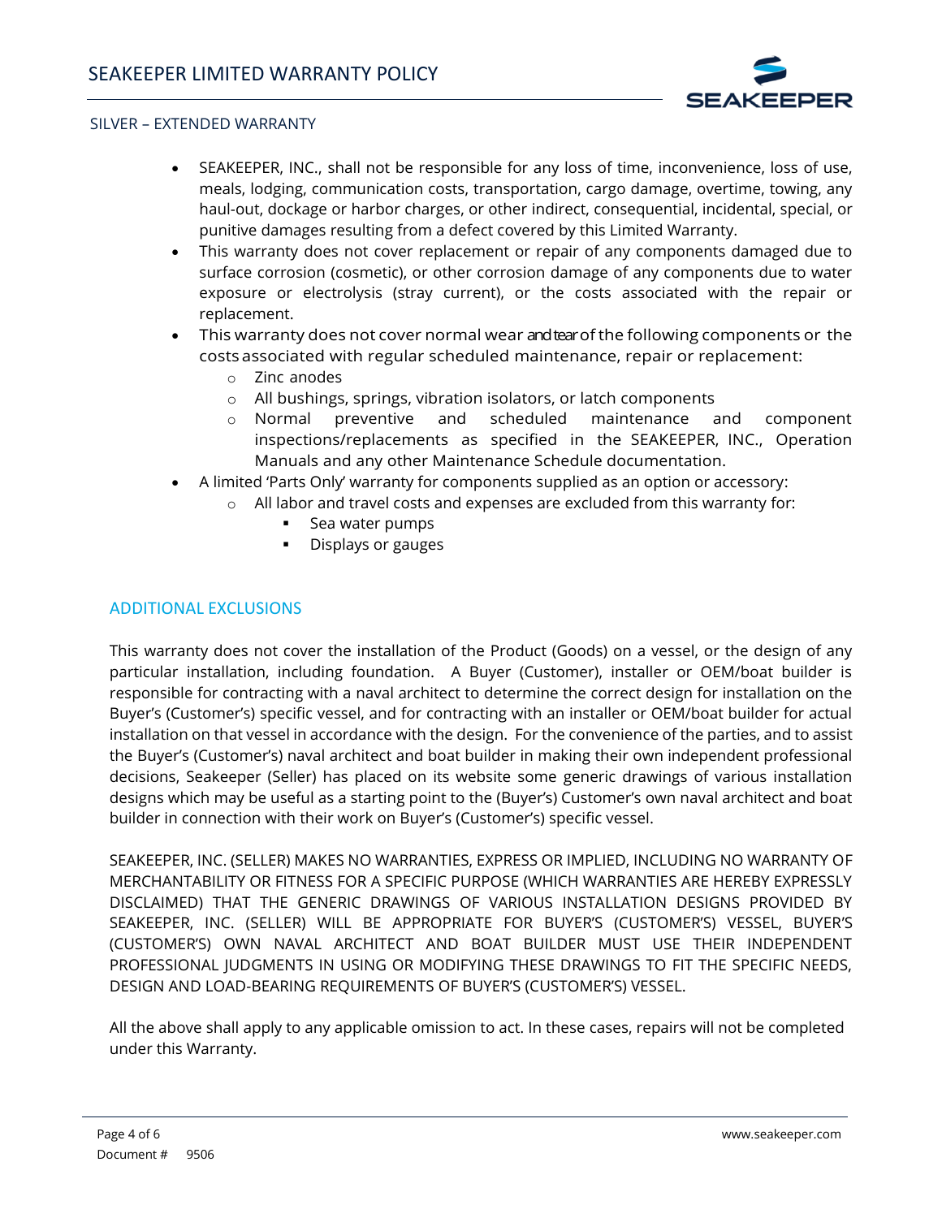- SEAKEEPER, INC., shall not be responsible for any loss of time, inconvenience, loss of use, meals, lodging, communication costs, transportation, cargo damage, overtime, towing, any haul-out, dockage or harbor charges, or other indirect, consequential, incidental, special, or punitive damages resulting from a defect covered by this Limited Warranty.
- This warranty does not cover replacement or repair of any components damaged due to surface corrosion (cosmetic), or other corrosion damage of any components due to water exposure or electrolysis (stray current), or the costs associated with the repair or replacement.
- This warranty does not cover normal wear and tear of the following components or the costs associated with regular scheduled maintenance, repair or replacement:
  - Zinc anodes
  - All bushings, springs, vibration isolators, or latch components
  - Normal preventive and scheduled maintenance and component inspections/replacements as specified in the SEAKEEPER, INC., Operation Manuals and any other Maintenance Schedule documentation.
- A limited 'Parts Only' warranty for components supplied as an option or accessory:
  - All labor and travel costs and expenses are excluded from this warranty for:
    - Sea water pumps
    - Displays or gauges

## ADDITIONAL EXCLUSIONS

This warranty does not cover the installation of the Product (Goods) on a vessel, or the design of any particular installation, including foundation. A Buyer (Customer), installer or OEM/boat builder is responsible for contracting with a naval architect to determine the correct design for installation on the Buyer's (Customer's) specific vessel, and for contracting with an installer or OEM/boat builder for actual installation on that vessel in accordance with the design. For the convenience of the parties, and to assist the Buyer's (Customer's) naval architect and boat builder in making their own independent professional decisions, Seakeeper (Seller) has placed on its website some generic drawings of various installation designs which may be useful as a starting point to the (Buyer's) Customer's own naval architect and boat builder in connection with their work on Buyer's (Customer's) specific vessel.

SEAKEEPER, INC. (SELLER) MAKES NO WARRANTIES, EXPRESS OR IMPLIED, INCLUDING NO WARRANTY OF MERCHANTABILITY OR FITNESS FOR A SPECIFIC PURPOSE (WHICH WARRANTIES ARE HEREBY EXPRESSLY DISCLAIMED) THAT THE GENERIC DRAWINGS OF VARIOUS INSTALLATION DESIGNS PROVIDED BY SEAKEEPER, INC. (SELLER) WILL BE APPROPRIATE FOR BUYER'S (CUSTOMER'S) VESSEL, BUYER'S (CUSTOMER'S) OWN NAVAL ARCHITECT AND BOAT BUILDER MUST USE THEIR INDEPENDENT PROFESSIONAL JUDGMENTS IN USING OR MODIFYING THESE DRAWINGS TO FIT THE SPECIFIC NEEDS, DESIGN AND LOAD-BEARING REQUIREMENTS OF BUYER'S (CUSTOMER'S) VESSEL.

All the above shall apply to any applicable omission to act. In these cases, repairs will not be completed under this Warranty.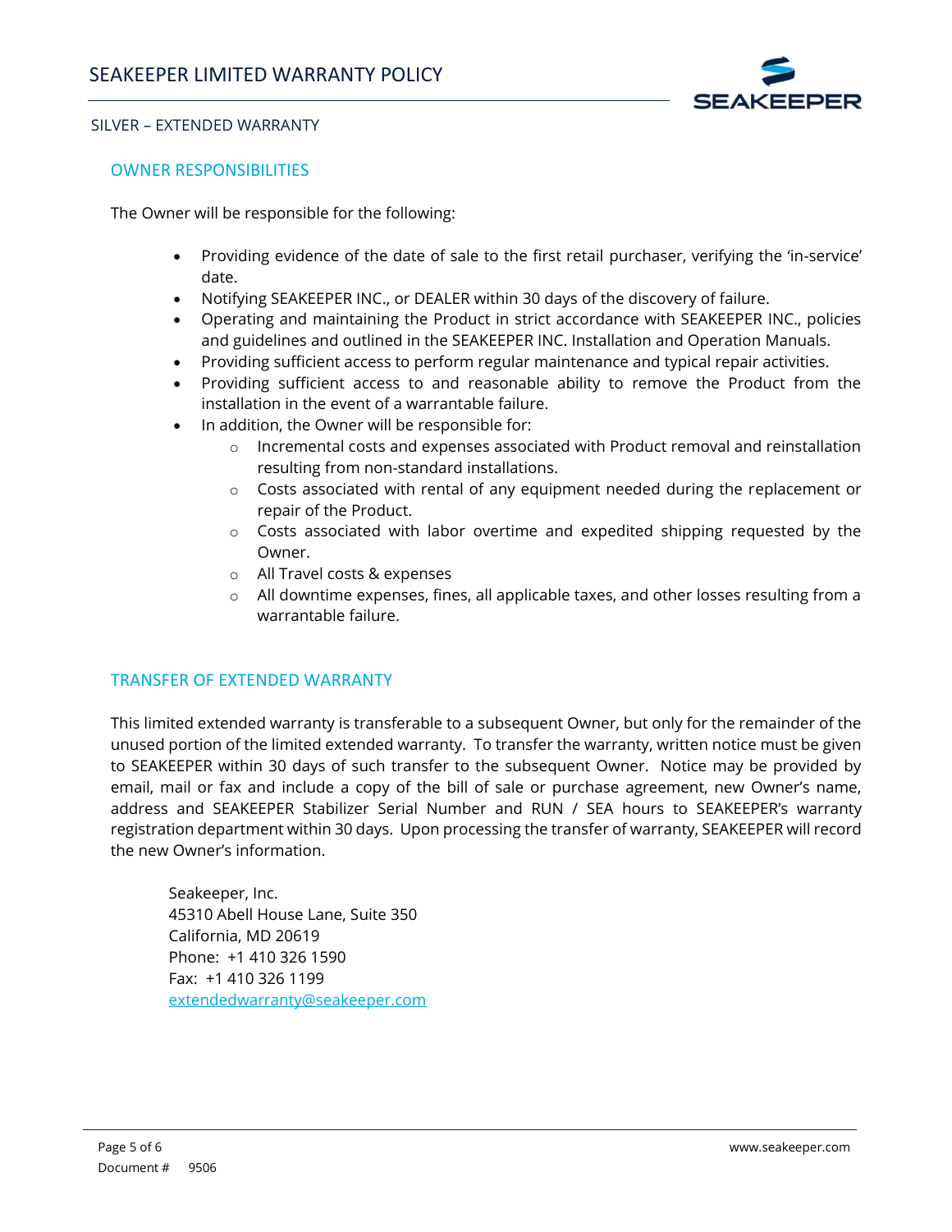## OWNER RESPONSIBILITIES

The Owner will be responsible for the following:

- Providing evidence of the date of sale to the first retail purchaser, verifying the 'in-service' date.
- Notifying SEAKEEPER INC., or DEALER within 30 days of the discovery of failure.
- Operating and maintaining the Product in strict accordance with SEAKEEPER INC., policies and guidelines and outlined in the SEAKEEPER INC. Installation and Operation Manuals.
- Providing sufficient access to perform regular maintenance and typical repair activities.
- Providing sufficient access to and reasonable ability to remove the Product from the installation in the event of a warrantable failure.
- In addition, the Owner will be responsible for:
  - Incremental costs and expenses associated with Product removal and reinstallation resulting from non-standard installations.
  - Costs associated with rental of any equipment needed during the replacement or repair of the Product.
  - Costs associated with labor overtime and expedited shipping requested by the Owner.
  - All Travel costs & expenses
  - All downtime expenses, fines, all applicable taxes, and other losses resulting from a warrantable failure.

## TRANSFER OF EXTENDED WARRANTY

This limited extended warranty is transferable to a subsequent Owner, but only for the remainder of the unused portion of the limited extended warranty. To transfer the warranty, written notice must be given to SEAKEEPER within 30 days of such transfer to the subsequent Owner. Notice may be provided by email, mail or fax and include a copy of the bill of sale or purchase agreement, new Owner's name, address and SEAKEEPER Stabilizer Serial Number and RUN / SEA hours to SEAKEEPER's warranty registration department within 30 days. Upon processing the transfer of warranty, SEAKEEPER will record the new Owner's information.

Seakeeper, Inc.
45310 Abell House Lane, Suite 350
California, MD 20619
Phone: +1 410 326 1590
Fax: +1 410 326 1199
extendedwarranty@seakeeper.com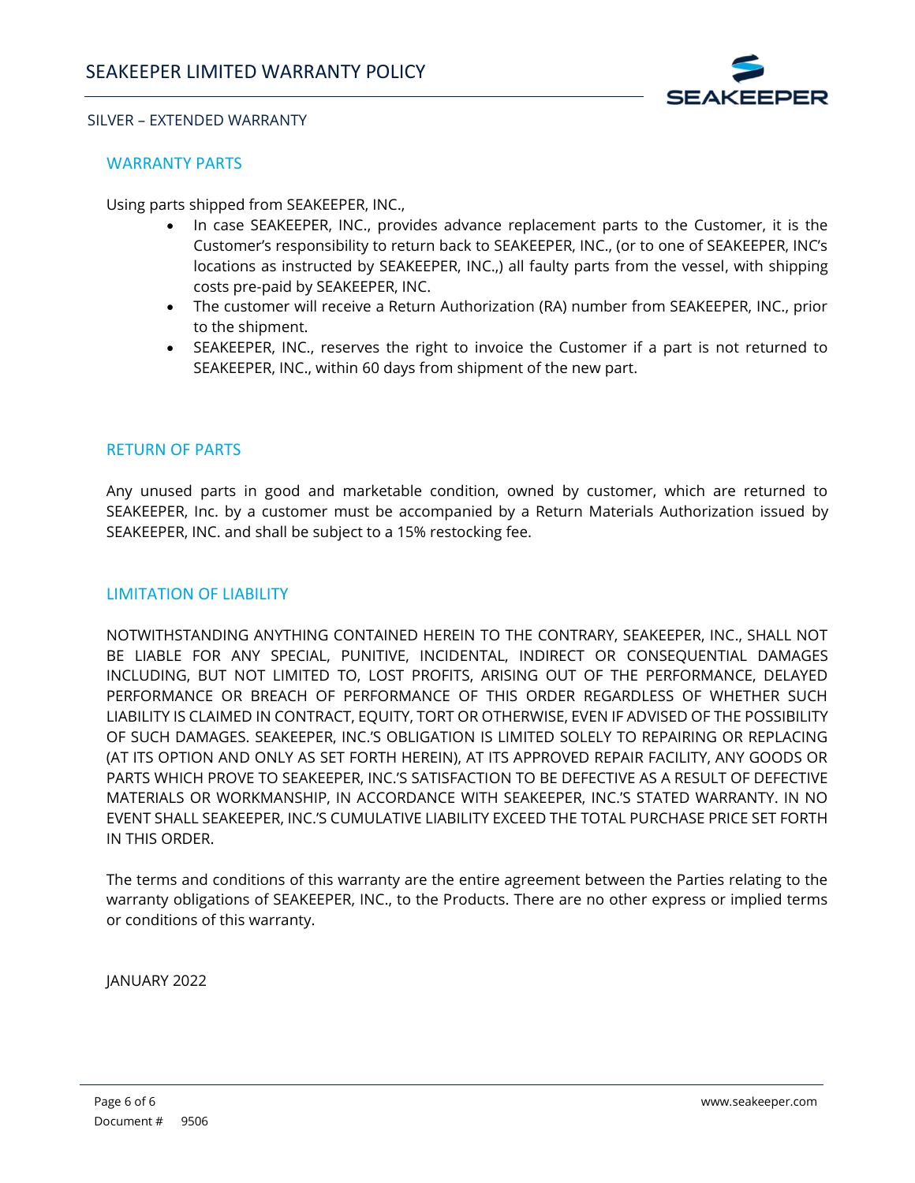## WARRANTY PARTS

Using parts shipped from SEAKEEPER, INC.,

- In case SEAKEEPER, INC., provides advance replacement parts to the Customer, it is the Customer's responsibility to return back to SEAKEEPER, INC., (or to one of SEAKEEPER, INC's locations as instructed by SEAKEEPER, INC.,) all faulty parts from the vessel, with shipping costs pre-paid by SEAKEEPER, INC.
- The customer will receive a Return Authorization (RA) number from SEAKEEPER, INC., prior to the shipment.
- SEAKEEPER, INC., reserves the right to invoice the Customer if a part is not returned to SEAKEEPER, INC., within 60 days from shipment of the new part.

## RETURN OF PARTS

Any unused parts in good and marketable condition, owned by customer, which are returned to SEAKEEPER, Inc. by a customer must be accompanied by a Return Materials Authorization issued by SEAKEEPER, INC. and shall be subject to a 15% restocking fee.

## LIMITATION OF LIABILITY

NOTWITHSTANDING ANYTHING CONTAINED HEREIN TO THE CONTRARY, SEAKEEPER, INC., SHALL NOT BE LIABLE FOR ANY SPECIAL, PUNITIVE, INCIDENTAL, INDIRECT OR CONSEQUENTIAL DAMAGES INCLUDING, BUT NOT LIMITED TO, LOST PROFITS, ARISING OUT OF THE PERFORMANCE, DELAYED PERFORMANCE OR BREACH OF PERFORMANCE OF THIS ORDER REGARDLESS OF WHETHER SUCH LIABILITY IS CLAIMED IN CONTRACT, EQUITY, TORT OR OTHERWISE, EVEN IF ADVISED OF THE POSSIBILITY OF SUCH DAMAGES. SEAKEEPER, INC.'S OBLIGATION IS LIMITED SOLELY TO REPAIRING OR REPLACING (AT ITS OPTION AND ONLY AS SET FORTH HEREIN), AT ITS APPROVED REPAIR FACILITY, ANY GOODS OR PARTS WHICH PROVE TO SEAKEEPER, INC.'S SATISFACTION TO BE DEFECTIVE AS A RESULT OF DEFECTIVE MATERIALS OR WORKMANSHIP, IN ACCORDANCE WITH SEAKEEPER, INC.'S STATED WARRANTY. IN NO EVENT SHALL SEAKEEPER, INC.'S CUMULATIVE LIABILITY EXCEED THE TOTAL PURCHASE PRICE SET FORTH IN THIS ORDER.

The terms and conditions of this warranty are the entire agreement between the Parties relating to the warranty obligations of SEAKEEPER, INC., to the Products. There are no other express or implied terms or conditions of this warranty.

JANUARY 2022